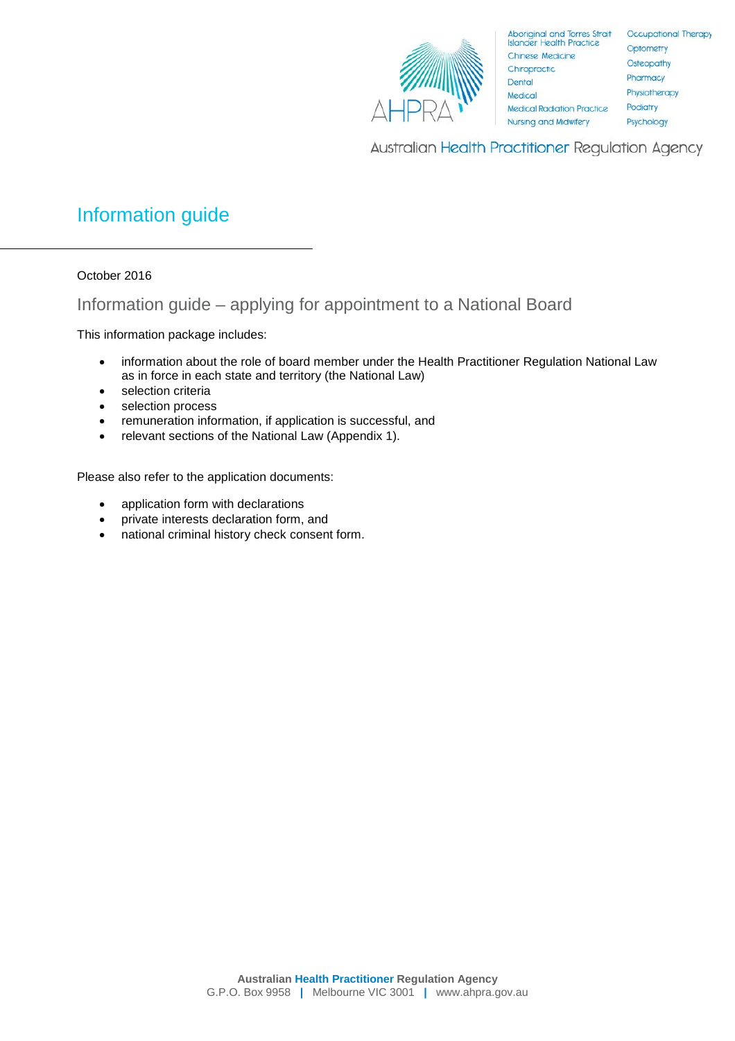# Information guide

October 2016

## Information guide – applying for appointment to a National Board

This information package includes:

- information about the role of board member under the Health Practitioner Regulation National Law as in force in each state and territory (the National Law)
- selection criteria
- selection process
- remuneration information, if application is successful, and
- relevant sections of the National Law (Appendix 1).

Please also refer to the application documents:

- application form with declarations
- private interests declaration form, and
- national criminal history check consent form.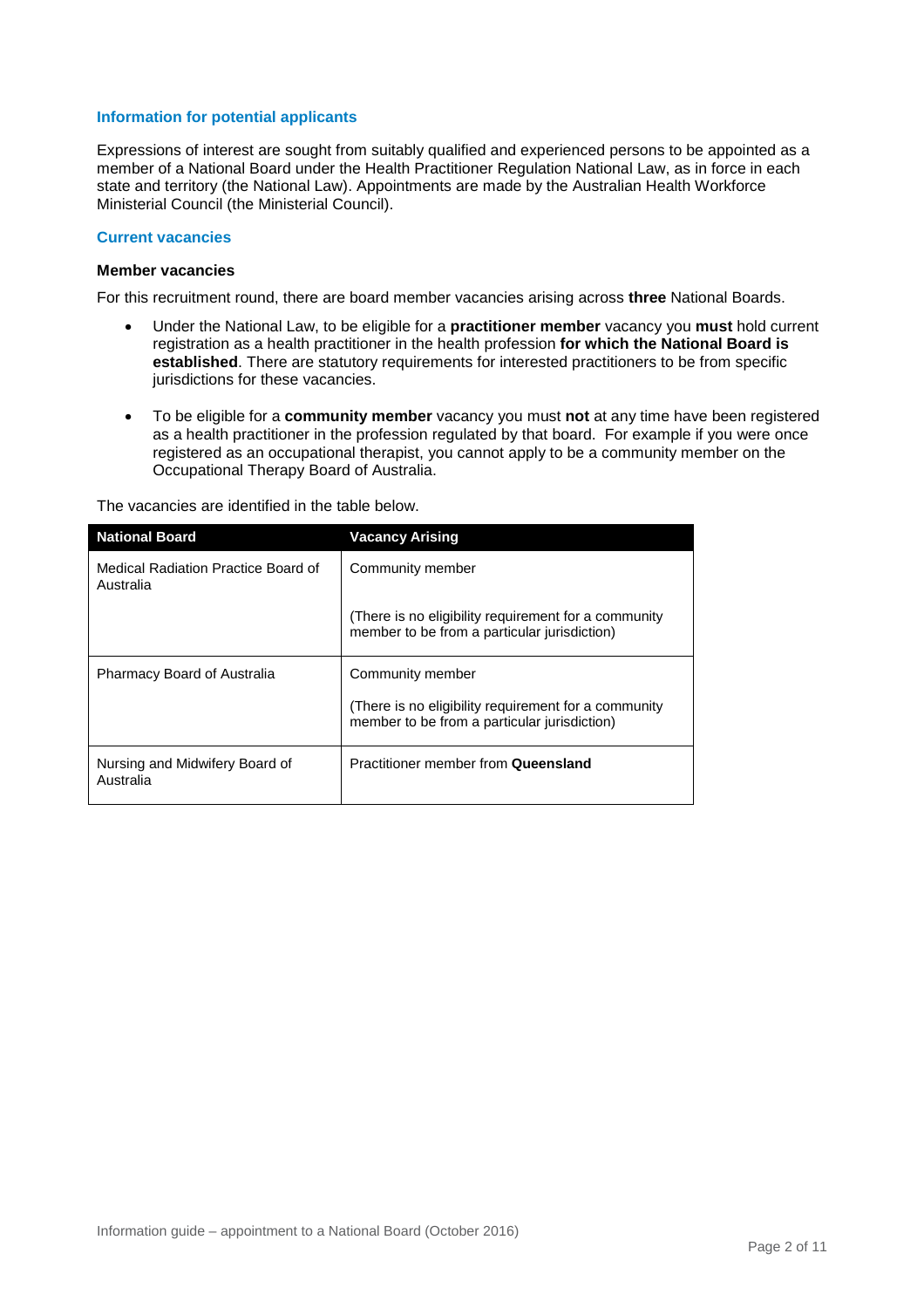## Information for potential applicants

Expressions of interest are sought from suitably qualified and experienced persons to be appointed as a member of a National Board under the Health Practitioner Regulation National Law, as in force in each state and territory (the National Law). Appointments are made by the Australian Health Workforce Ministerial Council (the Ministerial Council).

## Current vacancies

### Member vacancies

For this recruitment round, there are board member vacancies arising across **three** National Boards.

- Under the National Law, to be eligible for a **practitioner member** vacancy you **must** hold current registration as a health practitioner in the health profession **for which the National Board is established**. There are statutory requirements for interested practitioners to be from specific jurisdictions for these vacancies.
- To be eligible for a **community member** vacancy you must **not** at any time have been registered as a health practitioner in the profession regulated by that board. For example if you were once registered as an occupational therapist, you cannot apply to be a community member on the Occupational Therapy Board of Australia.

The vacancies are identified in the table below.

| National Board | Vacancy Arising |
|---|---|
| Medical Radiation Practice Board of Australia | Community member<br><br>(There is no eligibility requirement for a community member to be from a particular jurisdiction) |
| Pharmacy Board of Australia | Community member<br><br>(There is no eligibility requirement for a community member to be from a particular jurisdiction) |
| Nursing and Midwifery Board of Australia | Practitioner member from **Queensland** |

Information guide – appointment to a National Board (October 2016)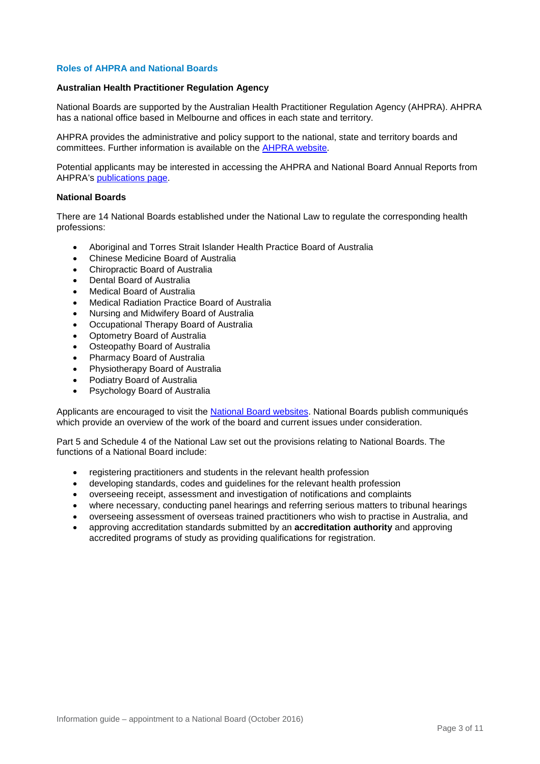## Roles of AHPRA and National Boards

### Australian Health Practitioner Regulation Agency

National Boards are supported by the Australian Health Practitioner Regulation Agency (AHPRA). AHPRA has a national office based in Melbourne and offices in each state and territory.

AHPRA provides the administrative and policy support to the national, state and territory boards and committees. Further information is available on the AHPRA website.

Potential applicants may be interested in accessing the AHPRA and National Board Annual Reports from AHPRA's publications page.

### National Boards

There are 14 National Boards established under the National Law to regulate the corresponding health professions:

- Aboriginal and Torres Strait Islander Health Practice Board of Australia
- Chinese Medicine Board of Australia
- Chiropractic Board of Australia
- Dental Board of Australia
- Medical Board of Australia
- Medical Radiation Practice Board of Australia
- Nursing and Midwifery Board of Australia
- Occupational Therapy Board of Australia
- Optometry Board of Australia
- Osteopathy Board of Australia
- Pharmacy Board of Australia
- Physiotherapy Board of Australia
- Podiatry Board of Australia
- Psychology Board of Australia

Applicants are encouraged to visit the National Board websites. National Boards publish communiqués which provide an overview of the work of the board and current issues under consideration.

Part 5 and Schedule 4 of the National Law set out the provisions relating to National Boards. The functions of a National Board include:

- registering practitioners and students in the relevant health profession
- developing standards, codes and guidelines for the relevant health profession
- overseeing receipt, assessment and investigation of notifications and complaints
- where necessary, conducting panel hearings and referring serious matters to tribunal hearings
- overseeing assessment of overseas trained practitioners who wish to practise in Australia, and
- approving accreditation standards submitted by an **accreditation authority** and approving accredited programs of study as providing qualifications for registration.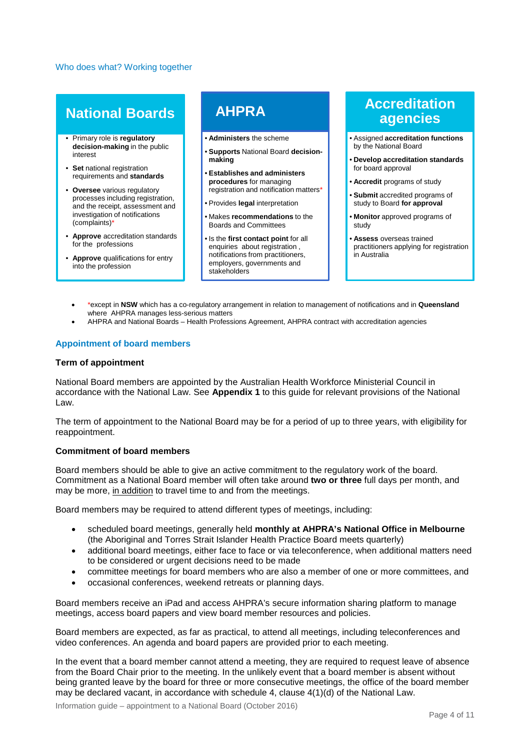Who does what? Working together

## National Boards

- Primary role is **regulatory decision-making** in the public interest
- **Set** national registration requirements and **standards**
- **Oversee** various regulatory processes including registration, and the receipt, assessment and investigation of notifications (complaints)*
- **Approve** accreditation standards for the professions
- **Approve** qualifications for entry into the profession

## AHPRA

- **Administers** the scheme
- **Supports** National Board **decision-making**
- **Establishes and administers procedures** for managing registration and notification matters*
- Provides **legal** interpretation
- Makes **recommendations** to the Boards and Committees
- Is the **first contact point** for all enquiries about registration, notifications from practitioners, employers, governments and stakeholders

## Accreditation agencies

- Assigned **accreditation functions** by the National Board
- **Develop accreditation standards** for board approval
- **Accredit** programs of study
- **Submit** accredited programs of study to Board **for approval**
- **Monitor** approved programs of study
- **Assess** overseas trained practitioners applying for registration in Australia

- *except in **NSW** which has a co-regulatory arrangement in relation to management of notifications and in **Queensland** where AHPRA manages less-serious matters
- AHPRA and National Boards – Health Professions Agreement, AHPRA contract with accreditation agencies

## Appointment of board members

### Term of appointment

National Board members are appointed by the Australian Health Workforce Ministerial Council in accordance with the National Law. See **Appendix 1** to this guide for relevant provisions of the National Law.

The term of appointment to the National Board may be for a period of up to three years, with eligibility for reappointment.

### Commitment of board members

Board members should be able to give an active commitment to the regulatory work of the board. Commitment as a National Board member will often take around **two or three** full days per month, and may be more, in addition to travel time to and from the meetings.

Board members may be required to attend different types of meetings, including:

- scheduled board meetings, generally held **monthly at AHPRA's National Office in Melbourne** (the Aboriginal and Torres Strait Islander Health Practice Board meets quarterly)
- additional board meetings, either face to face or via teleconference, when additional matters need to be considered or urgent decisions need to be made
- committee meetings for board members who are also a member of one or more committees, and
- occasional conferences, weekend retreats or planning days.

Board members receive an iPad and access AHPRA's secure information sharing platform to manage meetings, access board papers and view board member resources and policies.

Board members are expected, as far as practical, to attend all meetings, including teleconferences and video conferences. An agenda and board papers are provided prior to each meeting.

In the event that a board member cannot attend a meeting, they are required to request leave of absence from the Board Chair prior to the meeting. In the unlikely event that a board member is absent without being granted leave by the board for three or more consecutive meetings, the office of the board member may be declared vacant, in accordance with schedule 4, clause 4(1)(d) of the National Law.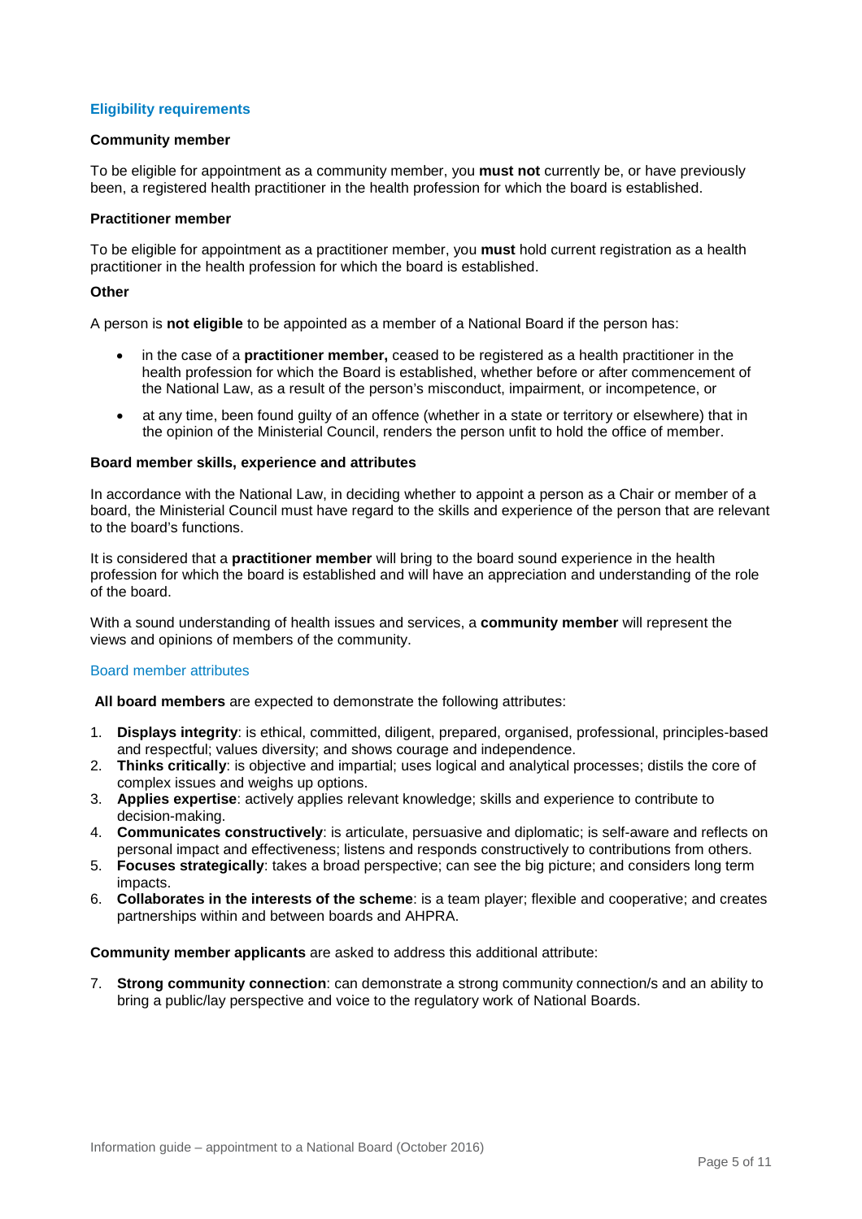## Eligibility requirements

### Community member

To be eligible for appointment as a community member, you **must not** currently be, or have previously been, a registered health practitioner in the health profession for which the board is established.

### Practitioner member

To be eligible for appointment as a practitioner member, you **must** hold current registration as a health practitioner in the health profession for which the board is established.

### Other

A person is **not eligible** to be appointed as a member of a National Board if the person has:

- in the case of a **practitioner member,** ceased to be registered as a health practitioner in the health profession for which the Board is established, whether before or after commencement of the National Law, as a result of the person's misconduct, impairment, or incompetence, or
- at any time, been found guilty of an offence (whether in a state or territory or elsewhere) that in the opinion of the Ministerial Council, renders the person unfit to hold the office of member.

### Board member skills, experience and attributes

In accordance with the National Law, in deciding whether to appoint a person as a Chair or member of a board, the Ministerial Council must have regard to the skills and experience of the person that are relevant to the board's functions.

It is considered that a **practitioner member** will bring to the board sound experience in the health profession for which the board is established and will have an appreciation and understanding of the role of the board.

With a sound understanding of health issues and services, a **community member** will represent the views and opinions of members of the community.

#### Board member attributes

**All board members** are expected to demonstrate the following attributes:

1. **Displays integrity**: is ethical, committed, diligent, prepared, organised, professional, principles-based and respectful; values diversity; and shows courage and independence.
2. **Thinks critically**: is objective and impartial; uses logical and analytical processes; distils the core of complex issues and weighs up options.
3. **Applies expertise**: actively applies relevant knowledge; skills and experience to contribute to decision-making.
4. **Communicates constructively**: is articulate, persuasive and diplomatic; is self-aware and reflects on personal impact and effectiveness; listens and responds constructively to contributions from others.
5. **Focuses strategically**: takes a broad perspective; can see the big picture; and considers long term impacts.
6. **Collaborates in the interests of the scheme**: is a team player; flexible and cooperative; and creates partnerships within and between boards and AHPRA.

**Community member applicants** are asked to address this additional attribute:

7. **Strong community connection**: can demonstrate a strong community connection/s and an ability to bring a public/lay perspective and voice to the regulatory work of National Boards.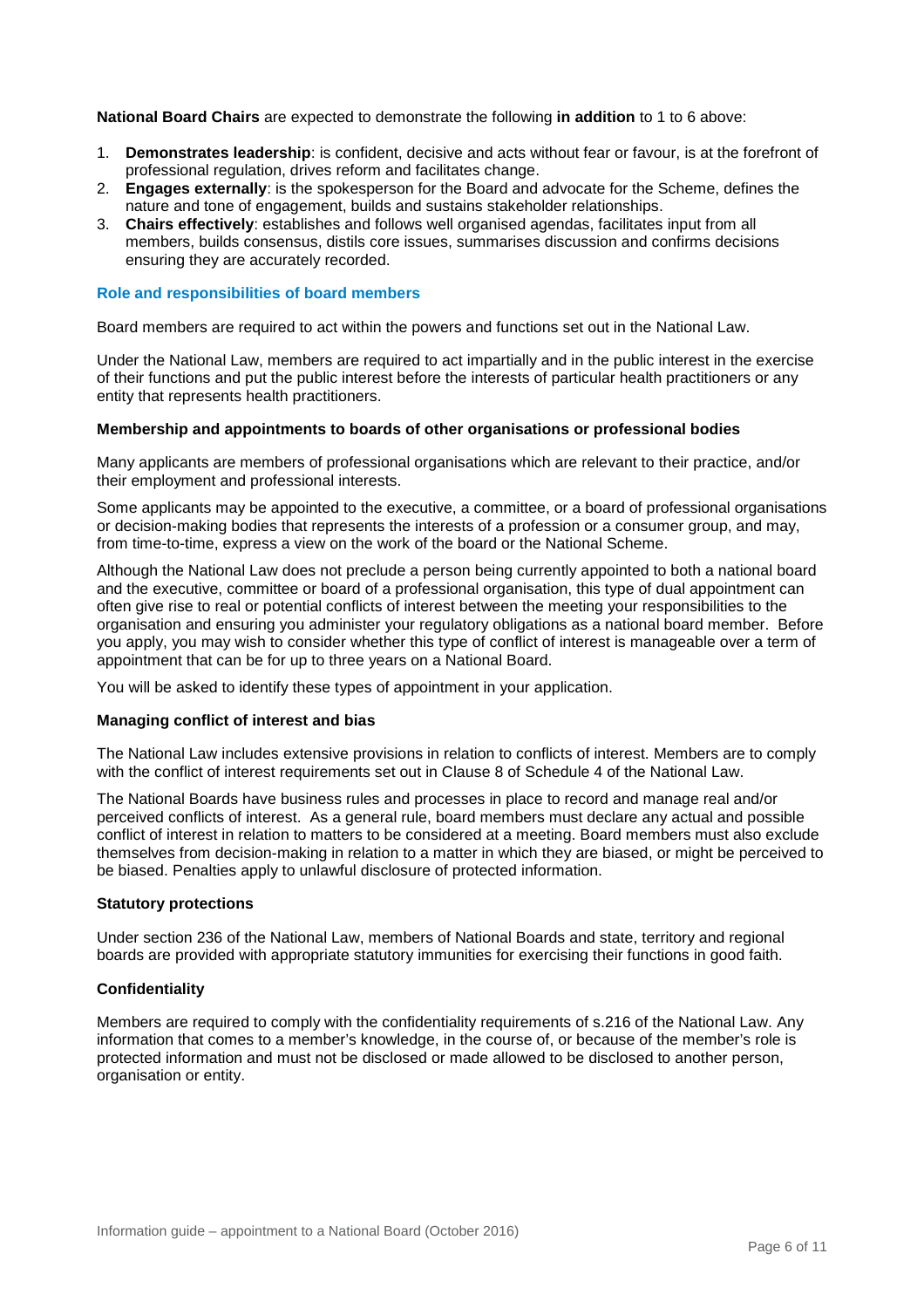**National Board Chairs** are expected to demonstrate the following **in addition** to 1 to 6 above:

1. **Demonstrates leadership**: is confident, decisive and acts without fear or favour, is at the forefront of professional regulation, drives reform and facilitates change.
2. **Engages externally**: is the spokesperson for the Board and advocate for the Scheme, defines the nature and tone of engagement, builds and sustains stakeholder relationships.
3. **Chairs effectively**: establishes and follows well organised agendas, facilitates input from all members, builds consensus, distils core issues, summarises discussion and confirms decisions ensuring they are accurately recorded.

## Role and responsibilities of board members

Board members are required to act within the powers and functions set out in the National Law.

Under the National Law, members are required to act impartially and in the public interest in the exercise of their functions and put the public interest before the interests of particular health practitioners or any entity that represents health practitioners.

### Membership and appointments to boards of other organisations or professional bodies

Many applicants are members of professional organisations which are relevant to their practice, and/or their employment and professional interests.

Some applicants may be appointed to the executive, a committee, or a board of professional organisations or decision-making bodies that represents the interests of a profession or a consumer group, and may, from time-to-time, express a view on the work of the board or the National Scheme.

Although the National Law does not preclude a person being currently appointed to both a national board and the executive, committee or board of a professional organisation, this type of dual appointment can often give rise to real or potential conflicts of interest between the meeting your responsibilities to the organisation and ensuring you administer your regulatory obligations as a national board member. Before you apply, you may wish to consider whether this type of conflict of interest is manageable over a term of appointment that can be for up to three years on a National Board.

You will be asked to identify these types of appointment in your application.

### Managing conflict of interest and bias

The National Law includes extensive provisions in relation to conflicts of interest. Members are to comply with the conflict of interest requirements set out in Clause 8 of Schedule 4 of the National Law.

The National Boards have business rules and processes in place to record and manage real and/or perceived conflicts of interest. As a general rule, board members must declare any actual and possible conflict of interest in relation to matters to be considered at a meeting. Board members must also exclude themselves from decision-making in relation to a matter in which they are biased, or might be perceived to be biased. Penalties apply to unlawful disclosure of protected information.

### Statutory protections

Under section 236 of the National Law, members of National Boards and state, territory and regional boards are provided with appropriate statutory immunities for exercising their functions in good faith.

### Confidentiality

Members are required to comply with the confidentiality requirements of s.216 of the National Law. Any information that comes to a member's knowledge, in the course of, or because of the member's role is protected information and must not be disclosed or made allowed to be disclosed to another person, organisation or entity.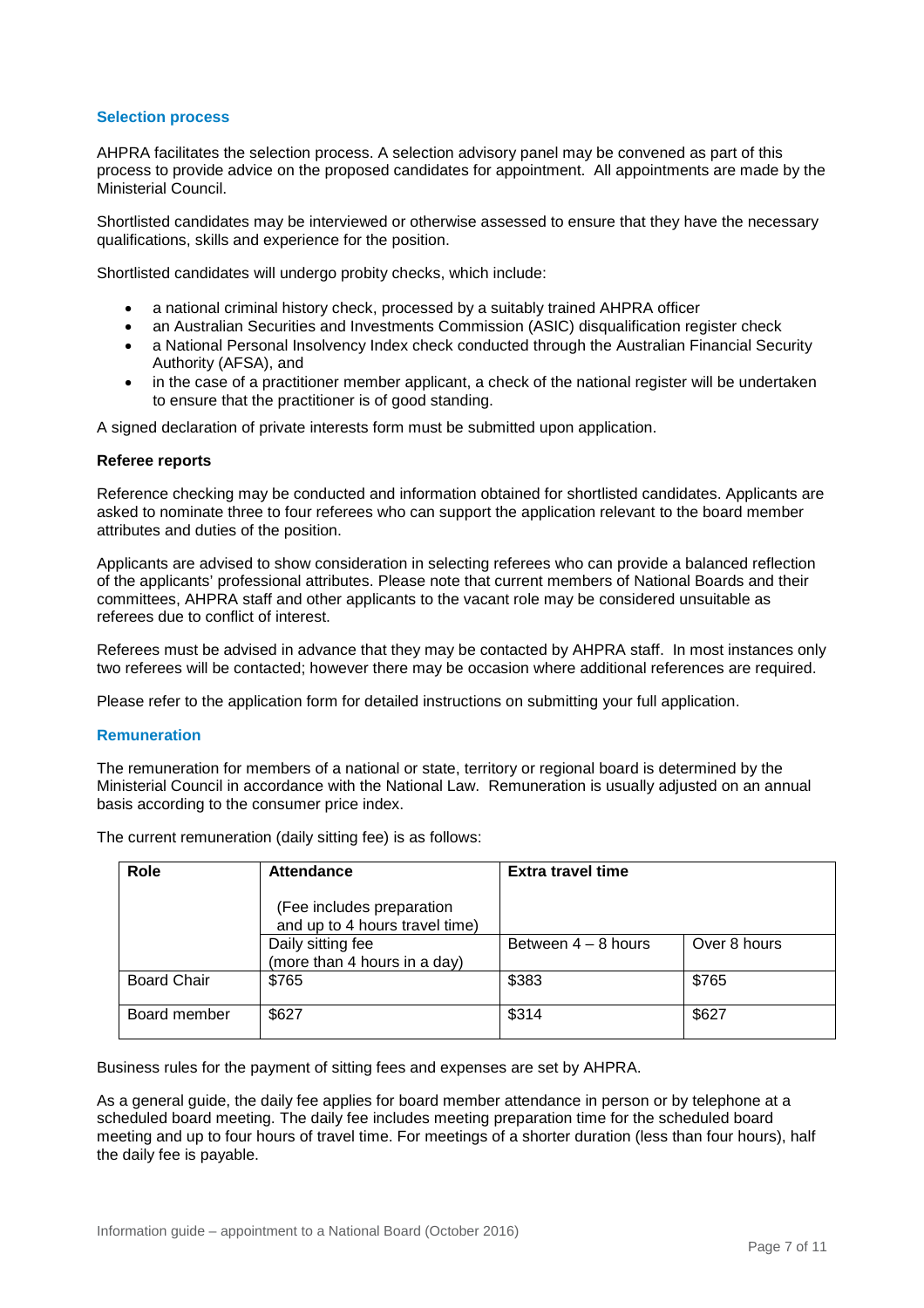### Selection process

AHPRA facilitates the selection process. A selection advisory panel may be convened as part of this process to provide advice on the proposed candidates for appointment. All appointments are made by the Ministerial Council.

Shortlisted candidates may be interviewed or otherwise assessed to ensure that they have the necessary qualifications, skills and experience for the position.

Shortlisted candidates will undergo probity checks, which include:

- a national criminal history check, processed by a suitably trained AHPRA officer
- an Australian Securities and Investments Commission (ASIC) disqualification register check
- a National Personal Insolvency Index check conducted through the Australian Financial Security Authority (AFSA), and
- in the case of a practitioner member applicant, a check of the national register will be undertaken to ensure that the practitioner is of good standing.

A signed declaration of private interests form must be submitted upon application.

**Referee reports**

Reference checking may be conducted and information obtained for shortlisted candidates. Applicants are asked to nominate three to four referees who can support the application relevant to the board member attributes and duties of the position.

Applicants are advised to show consideration in selecting referees who can provide a balanced reflection of the applicants' professional attributes. Please note that current members of National Boards and their committees, AHPRA staff and other applicants to the vacant role may be considered unsuitable as referees due to conflict of interest.

Referees must be advised in advance that they may be contacted by AHPRA staff. In most instances only two referees will be contacted; however there may be occasion where additional references are required.

Please refer to the application form for detailed instructions on submitting your full application.

### Remuneration

The remuneration for members of a national or state, territory or regional board is determined by the Ministerial Council in accordance with the National Law. Remuneration is usually adjusted on an annual basis according to the consumer price index.

The current remuneration (daily sitting fee) is as follows:

| Role | Attendance (Fee includes preparation and up to 4 hours travel time) | Extra travel time | |
|---|---|---|---|
| | Daily sitting fee (more than 4 hours in a day) | Between 4 – 8 hours | Over 8 hours |
| Board Chair | $765 | $383 | $765 |
| Board member | $627 | $314 | $627 |

Business rules for the payment of sitting fees and expenses are set by AHPRA.

As a general guide, the daily fee applies for board member attendance in person or by telephone at a scheduled board meeting. The daily fee includes meeting preparation time for the scheduled board meeting and up to four hours of travel time. For meetings of a shorter duration (less than four hours), half the daily fee is payable.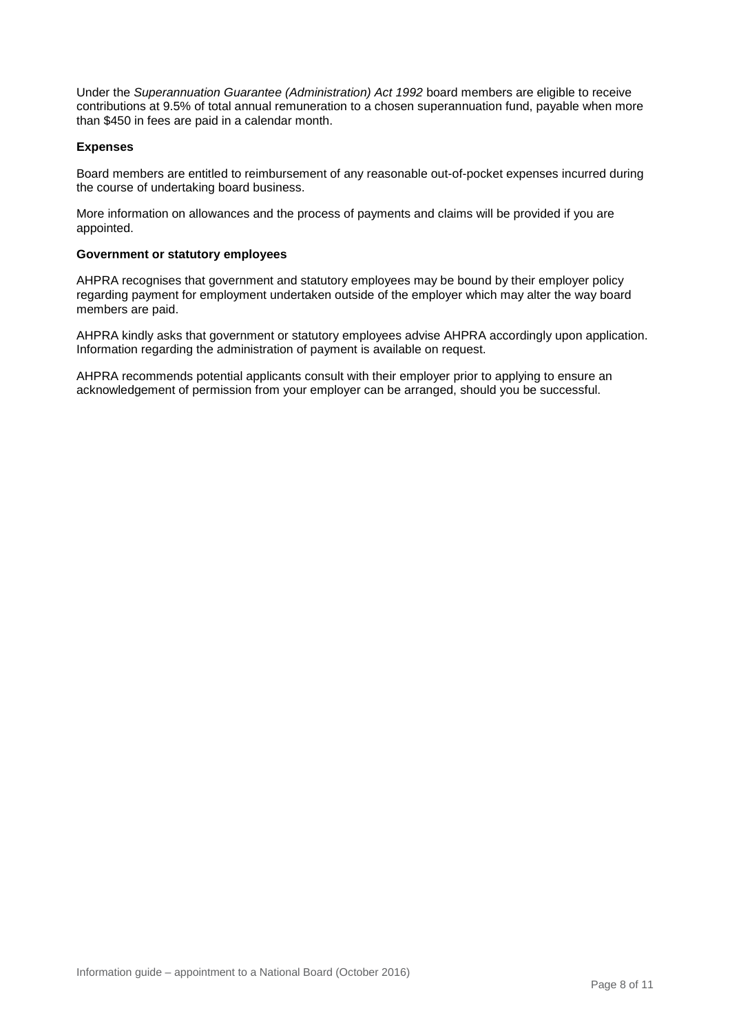Under the *Superannuation Guarantee (Administration) Act 1992* board members are eligible to receive contributions at 9.5% of total annual remuneration to a chosen superannuation fund, payable when more than $450 in fees are paid in a calendar month.

**Expenses**

Board members are entitled to reimbursement of any reasonable out-of-pocket expenses incurred during the course of undertaking board business.

More information on allowances and the process of payments and claims will be provided if you are appointed.

**Government or statutory employees**

AHPRA recognises that government and statutory employees may be bound by their employer policy regarding payment for employment undertaken outside of the employer which may alter the way board members are paid.

AHPRA kindly asks that government or statutory employees advise AHPRA accordingly upon application. Information regarding the administration of payment is available on request.

AHPRA recommends potential applicants consult with their employer prior to applying to ensure an acknowledgement of permission from your employer can be arranged, should you be successful.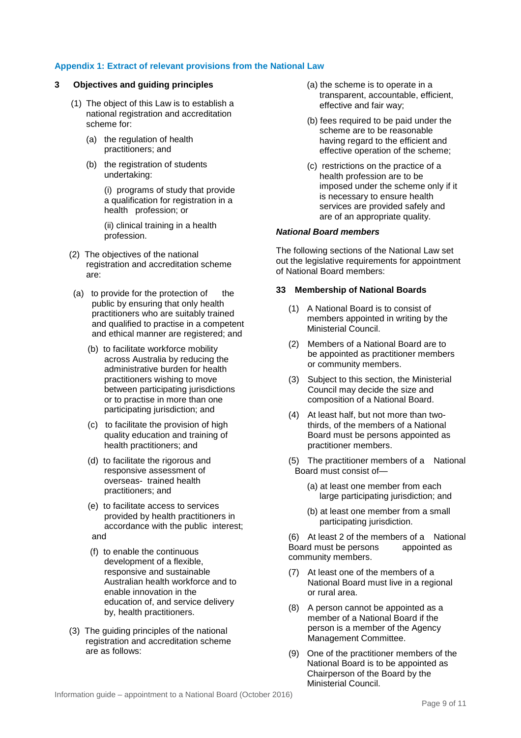### Appendix 1: Extract of relevant provisions from the National Law

**3 Objectives and guiding principles**

(1) The object of this Law is to establish a national registration and accreditation scheme for:

(a) the regulation of health practitioners; and

(b) the registration of students undertaking:

(i) programs of study that provide a qualification for registration in a health profession; or

(ii) clinical training in a health profession.

(2) The objectives of the national registration and accreditation scheme are:

(a) to provide for the protection of the public by ensuring that only health practitioners who are suitably trained and qualified to practise in a competent and ethical manner are registered; and

(b) to facilitate workforce mobility across Australia by reducing the administrative burden for health practitioners wishing to move between participating jurisdictions or to practise in more than one participating jurisdiction; and

(c) to facilitate the provision of high quality education and training of health practitioners; and

(d) to facilitate the rigorous and responsive assessment of overseas- trained health practitioners; and

(e) to facilitate access to services provided by health practitioners in accordance with the public interest; and

(f) to enable the continuous development of a flexible, responsive and sustainable Australian health workforce and to enable innovation in the education of, and service delivery by, health practitioners.

(3) The guiding principles of the national registration and accreditation scheme are as follows:

(a) the scheme is to operate in a transparent, accountable, efficient, effective and fair way;

(b) fees required to be paid under the scheme are to be reasonable having regard to the efficient and effective operation of the scheme;

(c) restrictions on the practice of a health profession are to be imposed under the scheme only if it is necessary to ensure health services are provided safely and are of an appropriate quality.

***National Board members***

The following sections of the National Law set out the legislative requirements for appointment of National Board members:

**33 Membership of National Boards**

(1) A National Board is to consist of members appointed in writing by the Ministerial Council.

(2) Members of a National Board are to be appointed as practitioner members or community members.

(3) Subject to this section, the Ministerial Council may decide the size and composition of a National Board.

(4) At least half, but not more than two-thirds, of the members of a National Board must be persons appointed as practitioner members.

(5) The practitioner members of a National Board must consist of—

(a) at least one member from each large participating jurisdiction; and

(b) at least one member from a small participating jurisdiction.

(6) At least 2 of the members of a National Board must be persons appointed as community members.

(7) At least one of the members of a National Board must live in a regional or rural area.

(8) A person cannot be appointed as a member of a National Board if the person is a member of the Agency Management Committee.

(9) One of the practitioner members of the National Board is to be appointed as Chairperson of the Board by the Ministerial Council.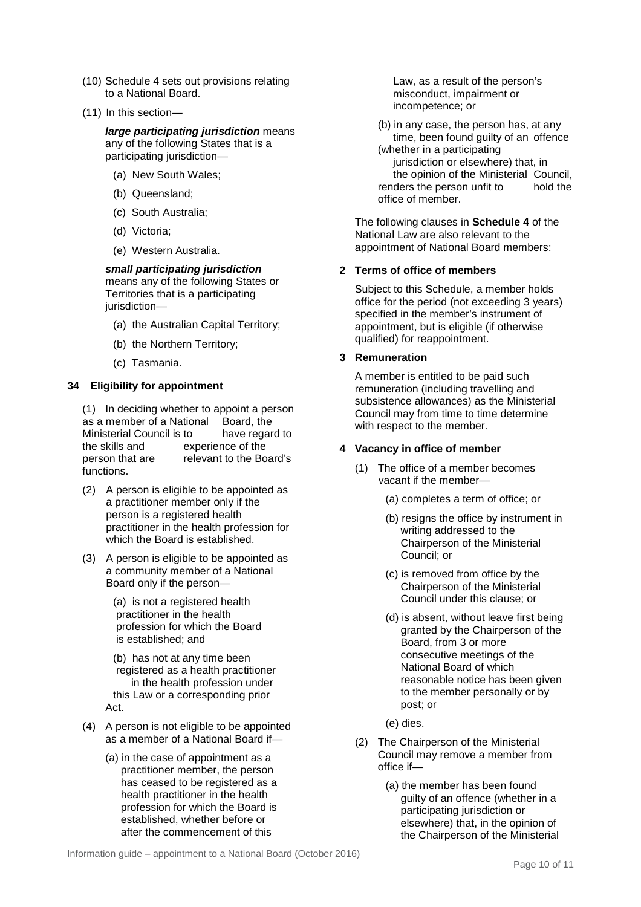(10) Schedule 4 sets out provisions relating to a National Board.

(11) In this section—

***large participating jurisdiction*** means any of the following States that is a participating jurisdiction—

(a) New South Wales;

(b) Queensland;

(c) South Australia;

(d) Victoria;

(e) Western Australia.

***small participating jurisdiction*** means any of the following States or Territories that is a participating jurisdiction—

(a) the Australian Capital Territory;

(b) the Northern Territory;

(c) Tasmania.

**34 Eligibility for appointment**

(1) In deciding whether to appoint a person as a member of a National Board, the Ministerial Council is to have regard to the skills and experience of the person that are relevant to the Board's functions.

(2) A person is eligible to be appointed as a practitioner member only if the person is a registered health practitioner in the health profession for which the Board is established.

(3) A person is eligible to be appointed as a community member of a National Board only if the person—

(a) is not a registered health practitioner in the health profession for which the Board is established; and

(b) has not at any time been registered as a health practitioner in the health profession under this Law or a corresponding prior Act.

(4) A person is not eligible to be appointed as a member of a National Board if—

(a) in the case of appointment as a practitioner member, the person has ceased to be registered as a health practitioner in the health profession for which the Board is established, whether before or after the commencement of this Law, as a result of the person's misconduct, impairment or incompetence; or

(b) in any case, the person has, at any time, been found guilty of an offence (whether in a participating jurisdiction or elsewhere) that, in the opinion of the Ministerial Council, renders the person unfit to hold the office of member.

The following clauses in **Schedule 4** of the National Law are also relevant to the appointment of National Board members:

**2 Terms of office of members**

Subject to this Schedule, a member holds office for the period (not exceeding 3 years) specified in the member's instrument of appointment, but is eligible (if otherwise qualified) for reappointment.

**3 Remuneration**

A member is entitled to be paid such remuneration (including travelling and subsistence allowances) as the Ministerial Council may from time to time determine with respect to the member.

**4 Vacancy in office of member**

(1) The office of a member becomes vacant if the member—

(a) completes a term of office; or

(b) resigns the office by instrument in writing addressed to the Chairperson of the Ministerial Council; or

(c) is removed from office by the Chairperson of the Ministerial Council under this clause; or

(d) is absent, without leave first being granted by the Chairperson of the Board, from 3 or more consecutive meetings of the National Board of which reasonable notice has been given to the member personally or by post; or

(e) dies.

(2) The Chairperson of the Ministerial Council may remove a member from office if—

(a) the member has been found guilty of an offence (whether in a participating jurisdiction or elsewhere) that, in the opinion of the Chairperson of the Ministerial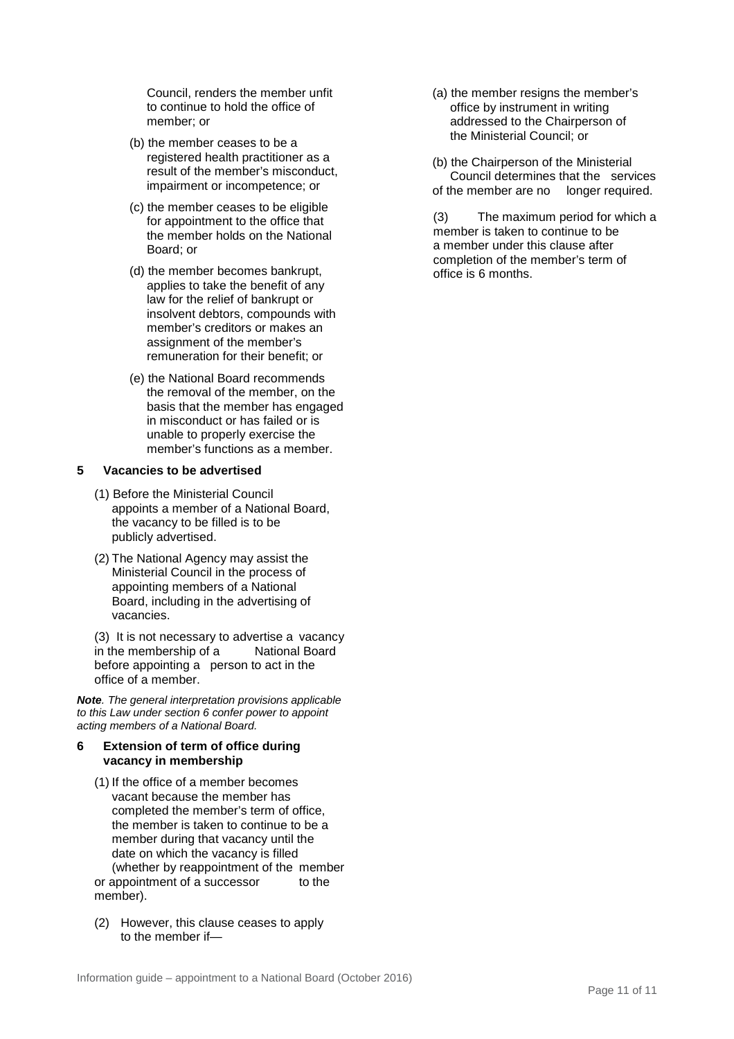Council, renders the member unfit to continue to hold the office of member; or

(b) the member ceases to be a registered health practitioner as a result of the member's misconduct, impairment or incompetence; or

(c) the member ceases to be eligible for appointment to the office that the member holds on the National Board; or

(d) the member becomes bankrupt, applies to take the benefit of any law for the relief of bankrupt or insolvent debtors, compounds with member's creditors or makes an assignment of the member's remuneration for their benefit; or

(e) the National Board recommends the removal of the member, on the basis that the member has engaged in misconduct or has failed or is unable to properly exercise the member's functions as a member.

**5 Vacancies to be advertised**

(1) Before the Ministerial Council appoints a member of a National Board, the vacancy to be filled is to be publicly advertised.

(2) The National Agency may assist the Ministerial Council in the process of appointing members of a National Board, including in the advertising of vacancies.

(3) It is not necessary to advertise a vacancy in the membership of a National Board before appointing a person to act in the office of a member.

***Note**. The general interpretation provisions applicable to this Law under section 6 confer power to appoint acting members of a National Board.*

**6 Extension of term of office during vacancy in membership**

(1) If the office of a member becomes vacant because the member has completed the member's term of office, the member is taken to continue to be a member during that vacancy until the date on which the vacancy is filled (whether by reappointment of the member or appointment of a successor to the member).

(2) However, this clause ceases to apply to the member if—

(a) the member resigns the member's office by instrument in writing addressed to the Chairperson of the Ministerial Council; or

(b) the Chairperson of the Ministerial Council determines that the services of the member are no longer required.

(3) The maximum period for which a member is taken to continue to be a member under this clause after completion of the member's term of office is 6 months.